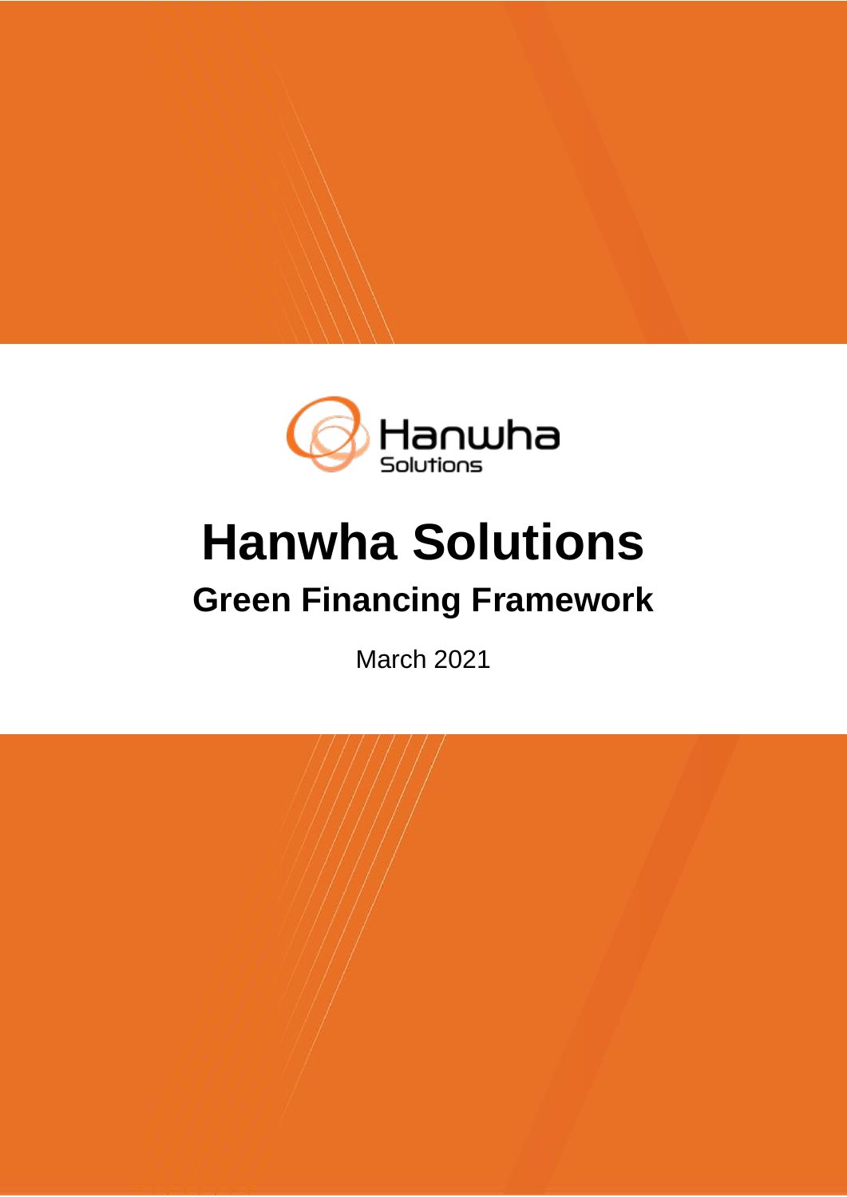# Hanwha Solutions

## Green Financing Framework

March 2021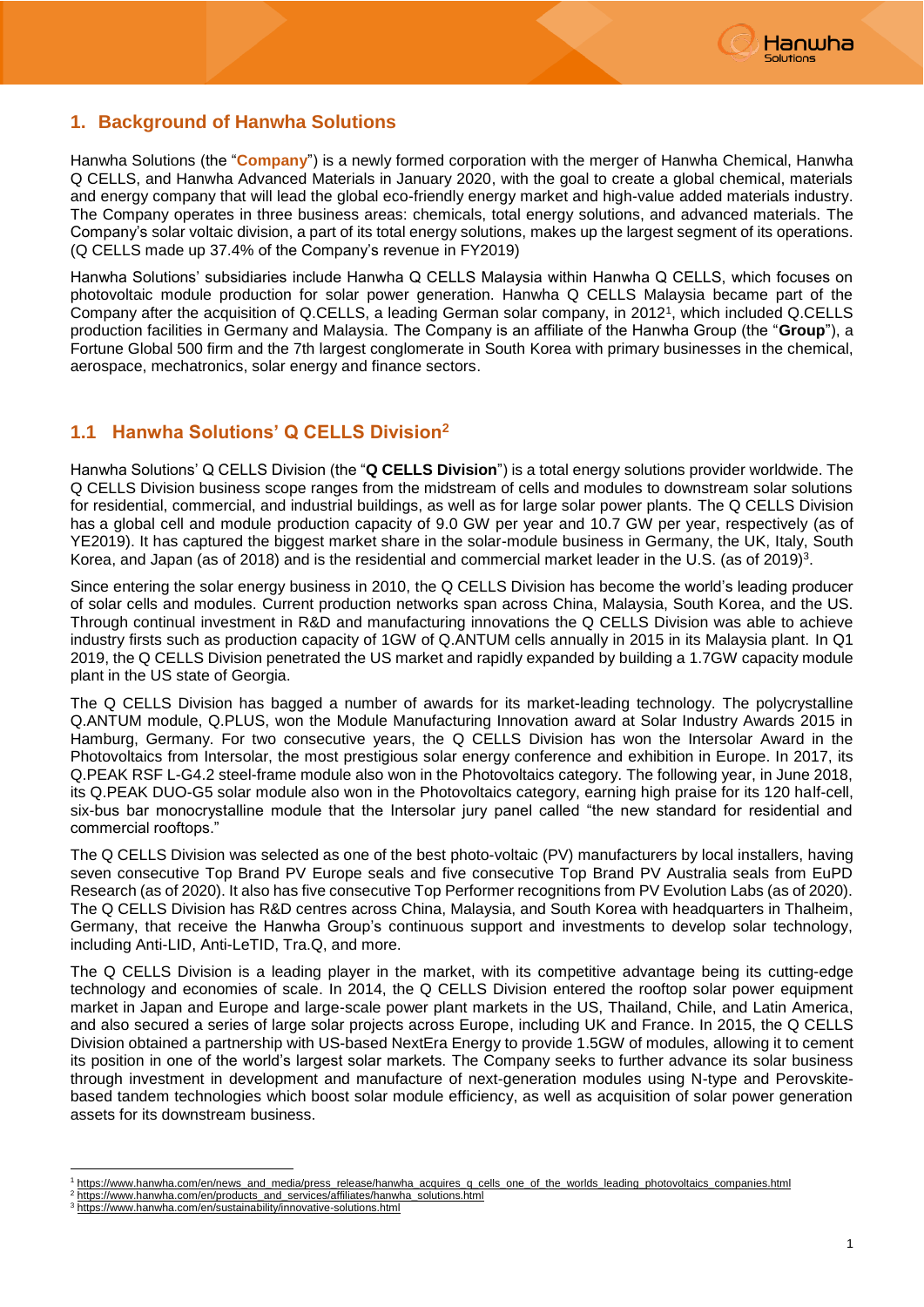## 1. Background of Hanwha Solutions

Hanwha Solutions (the "**Company**") is a newly formed corporation with the merger of Hanwha Chemical, Hanwha Q CELLS, and Hanwha Advanced Materials in January 2020, with the goal to create a global chemical, materials and energy company that will lead the global eco-friendly energy market and high-value added materials industry. The Company operates in three business areas: chemicals, total energy solutions, and advanced materials. The Company's solar voltaic division, a part of its total energy solutions, makes up the largest segment of its operations. (Q CELLS made up 37.4% of the Company's revenue in FY2019)

Hanwha Solutions' subsidiaries include Hanwha Q CELLS Malaysia within Hanwha Q CELLS, which focuses on photovoltaic module production for solar power generation. Hanwha Q CELLS Malaysia became part of the Company after the acquisition of Q.CELLS, a leading German solar company, in 2012[1], which included Q.CELLS production facilities in Germany and Malaysia. The Company is an affiliate of the Hanwha Group (the "**Group**"), a Fortune Global 500 firm and the 7th largest conglomerate in South Korea with primary businesses in the chemical, aerospace, mechatronics, solar energy and finance sectors.

### 1.1 Hanwha Solutions' Q CELLS Division[2]

Hanwha Solutions' Q CELLS Division (the "**Q CELLS Division**") is a total energy solutions provider worldwide. The Q CELLS Division business scope ranges from the midstream of cells and modules to downstream solar solutions for residential, commercial, and industrial buildings, as well as for large solar power plants. The Q CELLS Division has a global cell and module production capacity of 9.0 GW per year and 10.7 GW per year, respectively (as of YE2019). It has captured the biggest market share in the solar-module business in Germany, the UK, Italy, South Korea, and Japan (as of 2018) and is the residential and commercial market leader in the U.S. (as of 2019)[3].

Since entering the solar energy business in 2010, the Q CELLS Division has become the world's leading producer of solar cells and modules. Current production networks span across China, Malaysia, South Korea, and the US. Through continual investment in R&D and manufacturing innovations the Q CELLS Division was able to achieve industry firsts such as production capacity of 1GW of Q.ANTUM cells annually in 2015 in its Malaysia plant. In Q1 2019, the Q CELLS Division penetrated the US market and rapidly expanded by building a 1.7GW capacity module plant in the US state of Georgia.

The Q CELLS Division has bagged a number of awards for its market-leading technology. The polycrystalline Q.ANTUM module, Q.PLUS, won the Module Manufacturing Innovation award at Solar Industry Awards 2015 in Hamburg, Germany. For two consecutive years, the Q CELLS Division has won the Intersolar Award in the Photovoltaics from Intersolar, the most prestigious solar energy conference and exhibition in Europe. In 2017, its Q.PEAK RSF L-G4.2 steel-frame module also won in the Photovoltaics category. The following year, in June 2018, its Q.PEAK DUO-G5 solar module also won in the Photovoltaics category, earning high praise for its 120 half-cell, six-bus bar monocrystalline module that the Intersolar jury panel called "the new standard for residential and commercial rooftops."

The Q CELLS Division was selected as one of the best photo-voltaic (PV) manufacturers by local installers, having seven consecutive Top Brand PV Europe seals and five consecutive Top Brand PV Australia seals from EuPD Research (as of 2020). It also has five consecutive Top Performer recognitions from PV Evolution Labs (as of 2020). The Q CELLS Division has R&D centres across China, Malaysia, and South Korea with headquarters in Thalheim, Germany, that receive the Hanwha Group's continuous support and investments to develop solar technology, including Anti-LID, Anti-LeTID, Tra.Q, and more.

The Q CELLS Division is a leading player in the market, with its competitive advantage being its cutting-edge technology and economies of scale. In 2014, the Q CELLS Division entered the rooftop solar power equipment market in Japan and Europe and large-scale power plant markets in the US, Thailand, Chile, and Latin America, and also secured a series of large solar projects across Europe, including UK and France. In 2015, the Q CELLS Division obtained a partnership with US-based NextEra Energy to provide 1.5GW of modules, allowing it to cement its position in one of the world's largest solar markets. The Company seeks to further advance its solar business through investment in development and manufacture of next-generation modules using N-type and Perovskite-based tandem technologies which boost solar module efficiency, as well as acquisition of solar power generation assets for its downstream business.

---

[1] https://www.hanwha.com/en/news_and_media/press_release/hanwha_acquires_q_cells_one_of_the_worlds_leading_photovoltaics_companies.html
[2] https://www.hanwha.com/en/products_and_services/affiliates/hanwha_solutions.html
[3] https://www.hanwha.com/en/sustainability/innovative-solutions.html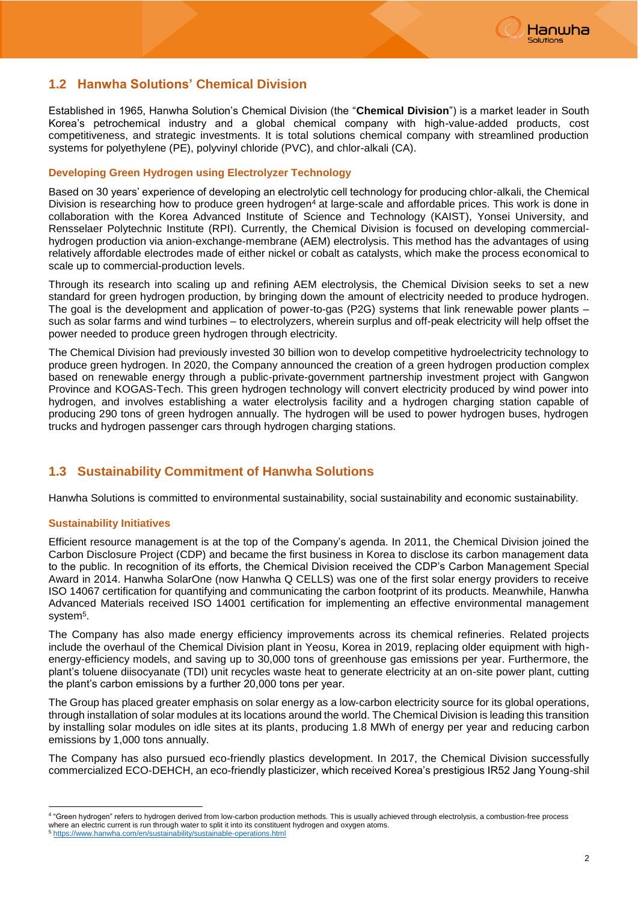## 1.2 Hanwha Solutions' Chemical Division

Established in 1965, Hanwha Solution's Chemical Division (the "**Chemical Division**") is a market leader in South Korea's petrochemical industry and a global chemical company with high-value-added products, cost competitiveness, and strategic investments. It is total solutions chemical company with streamlined production systems for polyethylene (PE), polyvinyl chloride (PVC), and chlor-alkali (CA).

### Developing Green Hydrogen using Electrolyzer Technology

Based on 30 years' experience of developing an electrolytic cell technology for producing chlor-alkali, the Chemical Division is researching how to produce green hydrogen[4] at large-scale and affordable prices. This work is done in collaboration with the Korea Advanced Institute of Science and Technology (KAIST), Yonsei University, and Rensselaer Polytechnic Institute (RPI). Currently, the Chemical Division is focused on developing commercial-hydrogen production via anion-exchange-membrane (AEM) electrolysis. This method has the advantages of using relatively affordable electrodes made of either nickel or cobalt as catalysts, which make the process economical to scale up to commercial-production levels.

Through its research into scaling up and refining AEM electrolysis, the Chemical Division seeks to set a new standard for green hydrogen production, by bringing down the amount of electricity needed to produce hydrogen. The goal is the development and application of power-to-gas (P2G) systems that link renewable power plants – such as solar farms and wind turbines – to electrolyzers, wherein surplus and off-peak electricity will help offset the power needed to produce green hydrogen through electricity.

The Chemical Division had previously invested 30 billion won to develop competitive hydroelectricity technology to produce green hydrogen. In 2020, the Company announced the creation of a green hydrogen production complex based on renewable energy through a public-private-government partnership investment project with Gangwon Province and KOGAS-Tech. This green hydrogen technology will convert electricity produced by wind power into hydrogen, and involves establishing a water electrolysis facility and a hydrogen charging station capable of producing 290 tons of green hydrogen annually. The hydrogen will be used to power hydrogen buses, hydrogen trucks and hydrogen passenger cars through hydrogen charging stations.

## 1.3 Sustainability Commitment of Hanwha Solutions

Hanwha Solutions is committed to environmental sustainability, social sustainability and economic sustainability.

### Sustainability Initiatives

Efficient resource management is at the top of the Company's agenda. In 2011, the Chemical Division joined the Carbon Disclosure Project (CDP) and became the first business in Korea to disclose its carbon management data to the public. In recognition of its efforts, the Chemical Division received the CDP's Carbon Management Special Award in 2014. Hanwha SolarOne (now Hanwha Q CELLS) was one of the first solar energy providers to receive ISO 14067 certification for quantifying and communicating the carbon footprint of its products. Meanwhile, Hanwha Advanced Materials received ISO 14001 certification for implementing an effective environmental management system[5].

The Company has also made energy efficiency improvements across its chemical refineries. Related projects include the overhaul of the Chemical Division plant in Yeosu, Korea in 2019, replacing older equipment with high-energy-efficiency models, and saving up to 30,000 tons of greenhouse gas emissions per year. Furthermore, the plant's toluene diisocyanate (TDI) unit recycles waste heat to generate electricity at an on-site power plant, cutting the plant's carbon emissions by a further 20,000 tons per year.

The Group has placed greater emphasis on solar energy as a low-carbon electricity source for its global operations, through installation of solar modules at its locations around the world. The Chemical Division is leading this transition by installing solar modules on idle sites at its plants, producing 1.8 MWh of energy per year and reducing carbon emissions by 1,000 tons annually.

The Company has also pursued eco-friendly plastics development. In 2017, the Chemical Division successfully commercialized ECO-DEHCH, an eco-friendly plasticizer, which received Korea's prestigious IR52 Jang Young-shil

---

[4] "Green hydrogen" refers to hydrogen derived from low-carbon production methods. This is usually achieved through electrolysis, a combustion-free process where an electric current is run through water to split it into its constituent hydrogen and oxygen atoms.

[5] https://www.hanwha.com/en/sustainability/sustainable-operations.html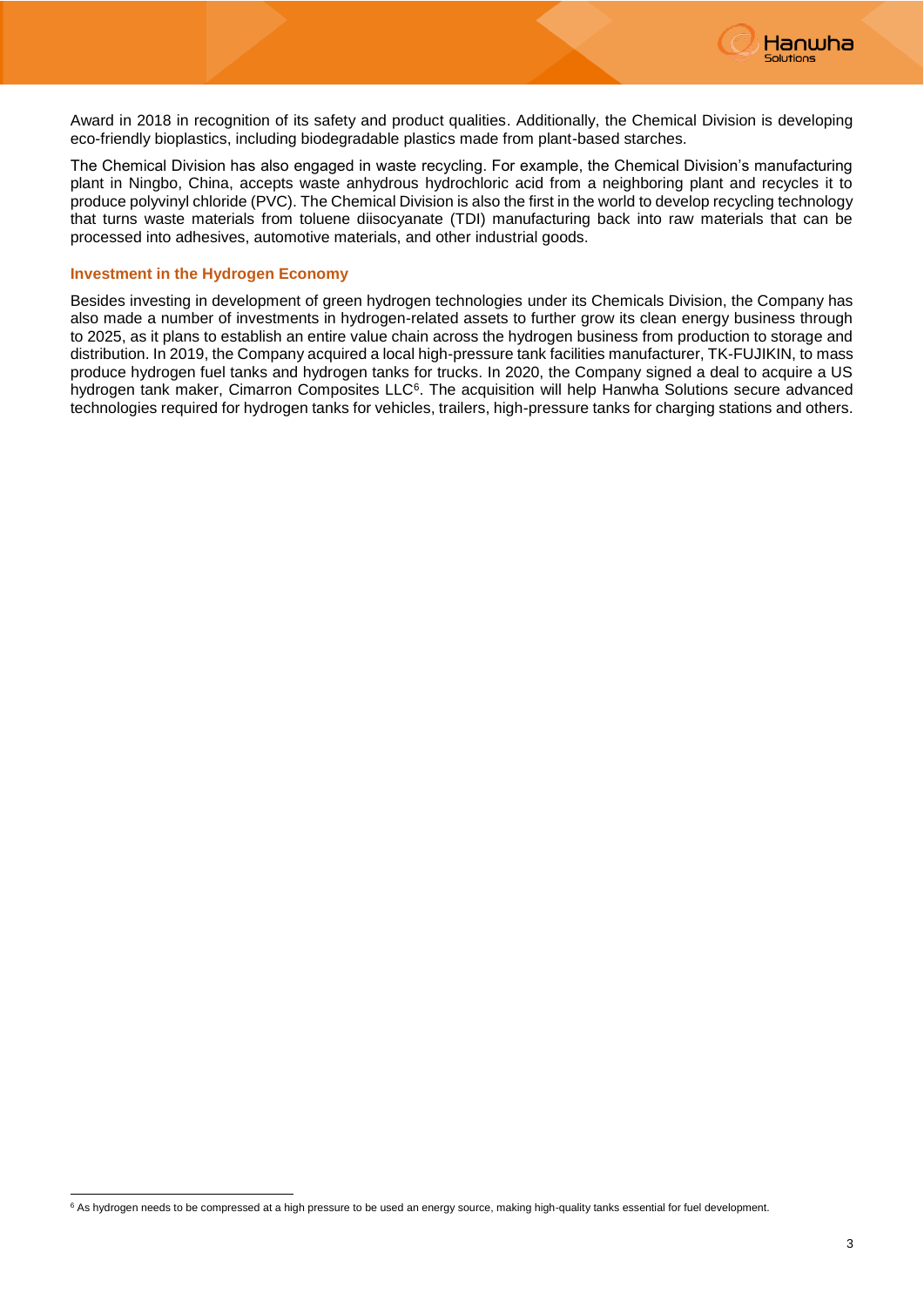Award in 2018 in recognition of its safety and product qualities. Additionally, the Chemical Division is developing eco-friendly bioplastics, including biodegradable plastics made from plant-based starches.

The Chemical Division has also engaged in waste recycling. For example, the Chemical Division's manufacturing plant in Ningbo, China, accepts waste anhydrous hydrochloric acid from a neighboring plant and recycles it to produce polyvinyl chloride (PVC). The Chemical Division is also the first in the world to develop recycling technology that turns waste materials from toluene diisocyanate (TDI) manufacturing back into raw materials that can be processed into adhesives, automotive materials, and other industrial goods.

### Investment in the Hydrogen Economy

Besides investing in development of green hydrogen technologies under its Chemicals Division, the Company has also made a number of investments in hydrogen-related assets to further grow its clean energy business through to 2025, as it plans to establish an entire value chain across the hydrogen business from production to storage and distribution. In 2019, the Company acquired a local high-pressure tank facilities manufacturer, TK-FUJIKIN, to mass produce hydrogen fuel tanks and hydrogen tanks for trucks. In 2020, the Company signed a deal to acquire a US hydrogen tank maker, Cimarron Composites LLC[6]. The acquisition will help Hanwha Solutions secure advanced technologies required for hydrogen tanks for vehicles, trailers, high-pressure tanks for charging stations and others.

---

[6] As hydrogen needs to be compressed at a high pressure to be used an energy source, making high-quality tanks essential for fuel development.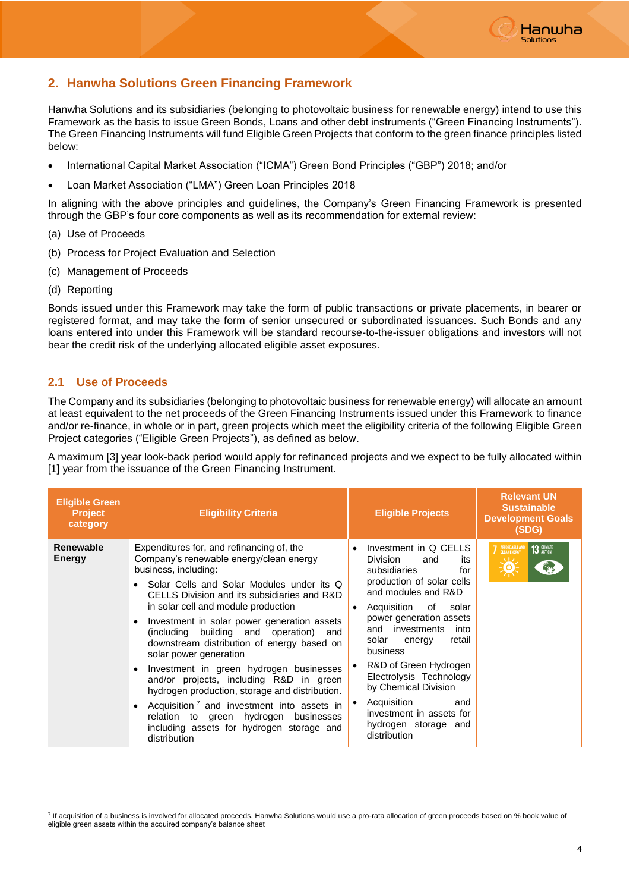## 2. Hanwha Solutions Green Financing Framework

Hanwha Solutions and its subsidiaries (belonging to photovoltaic business for renewable energy) intend to use this Framework as the basis to issue Green Bonds, Loans and other debt instruments ("Green Financing Instruments"). The Green Financing Instruments will fund Eligible Green Projects that conform to the green finance principles listed below:

- International Capital Market Association ("ICMA") Green Bond Principles ("GBP") 2018; and/or
- Loan Market Association ("LMA") Green Loan Principles 2018

In aligning with the above principles and guidelines, the Company's Green Financing Framework is presented through the GBP's four core components as well as its recommendation for external review:

(a) Use of Proceeds

(b) Process for Project Evaluation and Selection

(c) Management of Proceeds

(d) Reporting

Bonds issued under this Framework may take the form of public transactions or private placements, in bearer or registered format, and may take the form of senior unsecured or subordinated issuances. Such Bonds and any loans entered into under this Framework will be standard recourse-to-the-issuer obligations and investors will not bear the credit risk of the underlying allocated eligible asset exposures.

### 2.1 Use of Proceeds

The Company and its subsidiaries (belonging to photovoltaic business for renewable energy) will allocate an amount at least equivalent to the net proceeds of the Green Financing Instruments issued under this Framework to finance and/or re-finance, in whole or in part, green projects which meet the eligibility criteria of the following Eligible Green Project categories ("Eligible Green Projects"), as defined as below.

A maximum [3] year look-back period would apply for refinanced projects and we expect to be fully allocated within [1] year from the issuance of the Green Financing Instrument.

| Eligible Green Project category | Eligibility Criteria | Eligible Projects | Relevant UN Sustainable Development Goals (SDG) |
|---|---|---|---|
| **Renewable Energy** | Expenditures for, and refinancing of, the Company's renewable energy/clean energy business, including:<br>• Solar Cells and Solar Modules under its Q CELLS Division and its subsidiaries and R&D in solar cell and module production<br>• Investment in solar power generation assets (including building and operation) and downstream distribution of energy based on solar power generation<br>• Investment in green hydrogen businesses and/or projects, including R&D in green hydrogen production, storage and distribution.<br>• Acquisition [7] and investment into assets in relation to green hydrogen businesses including assets for hydrogen storage and distribution | • Investment in Q CELLS Division and its subsidiaries for production of solar cells and modules and R&D<br>• Acquisition of solar power generation assets and investments into solar energy retail business<br>• R&D of Green Hydrogen Electrolysis Technology by Chemical Division<br>• Acquisition and investment in assets for hydrogen storage and distribution | 7 AFFORDABLE AND CLEAN ENERGY; 13 CLIMATE ACTION |

[7] If acquisition of a business is involved for allocated proceeds, Hanwha Solutions would use a pro-rata allocation of green proceeds based on % book value of eligible green assets within the acquired company's balance sheet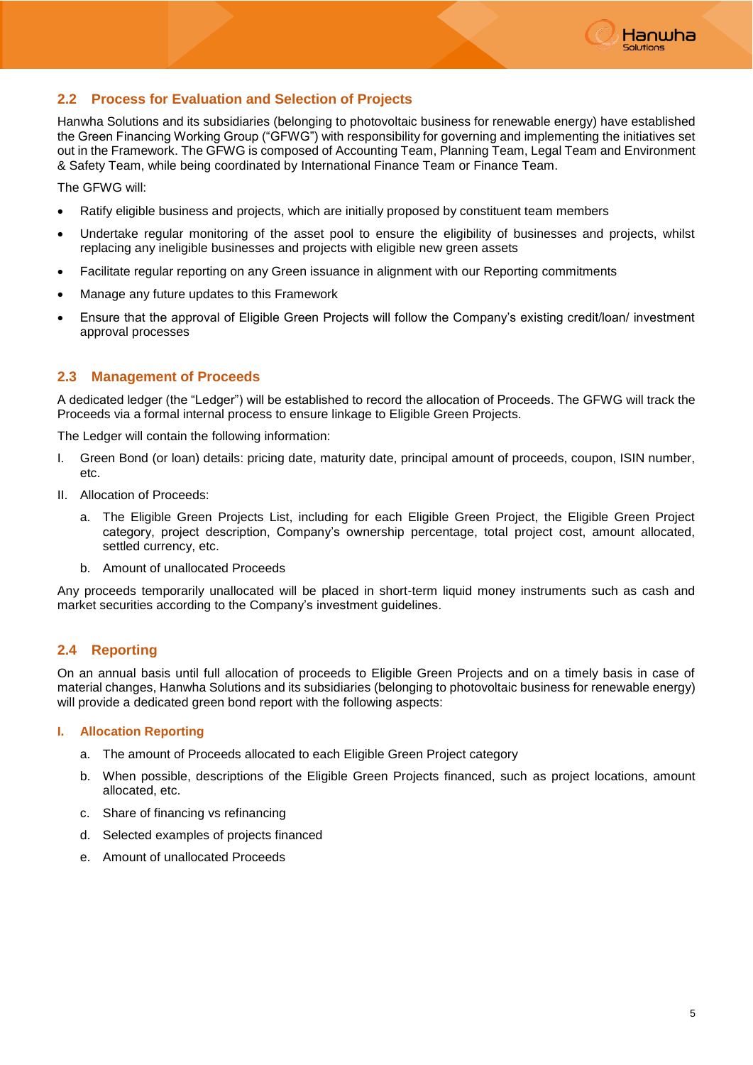## 2.2 Process for Evaluation and Selection of Projects

Hanwha Solutions and its subsidiaries (belonging to photovoltaic business for renewable energy) have established the Green Financing Working Group ("GFWG") with responsibility for governing and implementing the initiatives set out in the Framework. The GFWG is composed of Accounting Team, Planning Team, Legal Team and Environment & Safety Team, while being coordinated by International Finance Team or Finance Team.

The GFWG will:

- Ratify eligible business and projects, which are initially proposed by constituent team members
- Undertake regular monitoring of the asset pool to ensure the eligibility of businesses and projects, whilst replacing any ineligible businesses and projects with eligible new green assets
- Facilitate regular reporting on any Green issuance in alignment with our Reporting commitments
- Manage any future updates to this Framework
- Ensure that the approval of Eligible Green Projects will follow the Company's existing credit/loan/ investment approval processes

## 2.3 Management of Proceeds

A dedicated ledger (the "Ledger") will be established to record the allocation of Proceeds. The GFWG will track the Proceeds via a formal internal process to ensure linkage to Eligible Green Projects.

The Ledger will contain the following information:

I. Green Bond (or loan) details: pricing date, maturity date, principal amount of proceeds, coupon, ISIN number, etc.

II. Allocation of Proceeds:

   a. The Eligible Green Projects List, including for each Eligible Green Project, the Eligible Green Project category, project description, Company's ownership percentage, total project cost, amount allocated, settled currency, etc.

   b. Amount of unallocated Proceeds

Any proceeds temporarily unallocated will be placed in short-term liquid money instruments such as cash and market securities according to the Company's investment guidelines.

## 2.4 Reporting

On an annual basis until full allocation of proceeds to Eligible Green Projects and on a timely basis in case of material changes, Hanwha Solutions and its subsidiaries (belonging to photovoltaic business for renewable energy) will provide a dedicated green bond report with the following aspects:

### I. Allocation Reporting

a. The amount of Proceeds allocated to each Eligible Green Project category

b. When possible, descriptions of the Eligible Green Projects financed, such as project locations, amount allocated, etc.

c. Share of financing vs refinancing

d. Selected examples of projects financed

e. Amount of unallocated Proceeds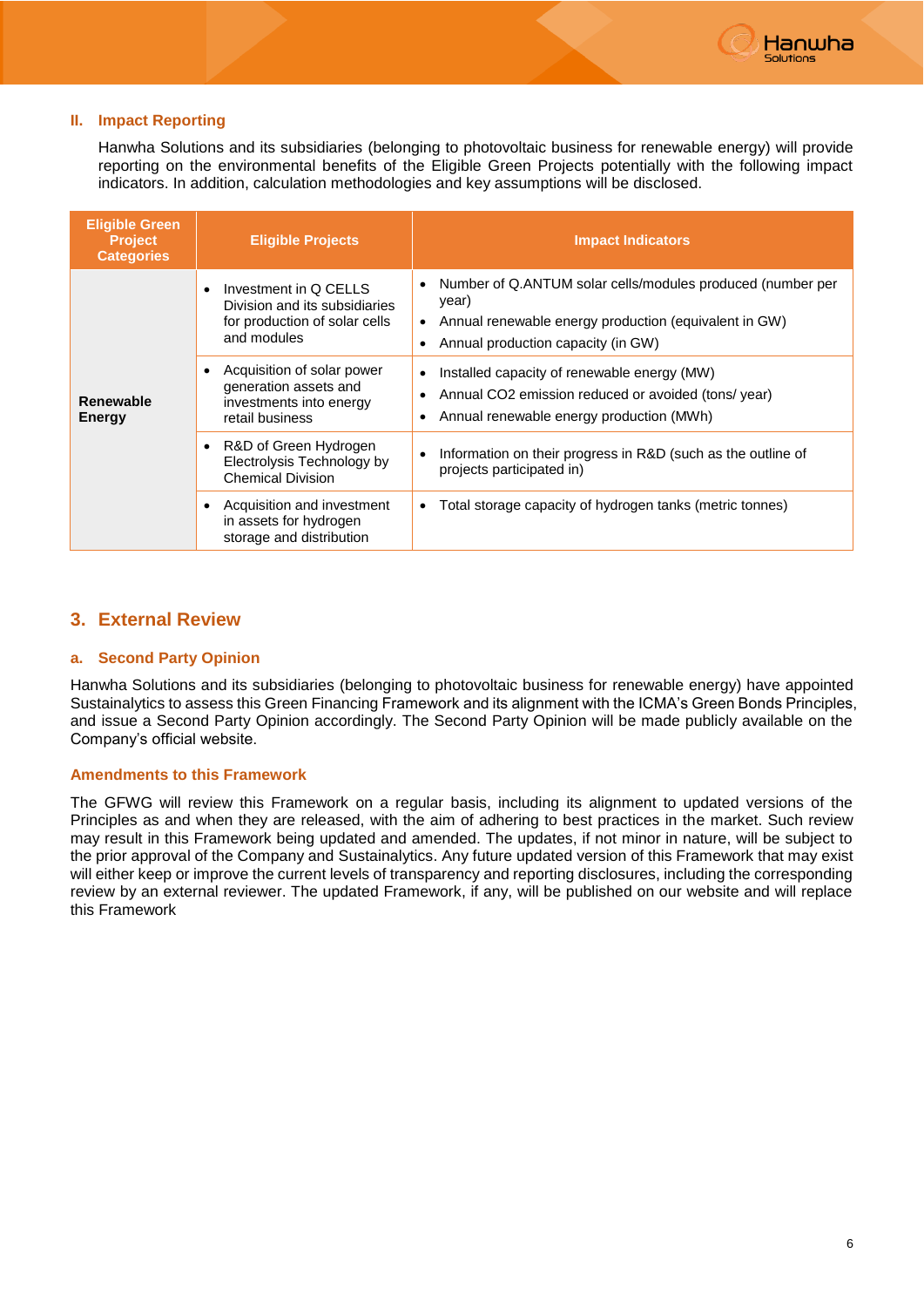## II. Impact Reporting

Hanwha Solutions and its subsidiaries (belonging to photovoltaic business for renewable energy) will provide reporting on the environmental benefits of the Eligible Green Projects potentially with the following impact indicators. In addition, calculation methodologies and key assumptions will be disclosed.

| Eligible Green Project Categories | Eligible Projects | Impact Indicators |
|---|---|---|
| **Renewable Energy** | • Investment in Q CELLS Division and its subsidiaries for production of solar cells and modules | • Number of Q.ANTUM solar cells/modules produced (number per year)<br>• Annual renewable energy production (equivalent in GW)<br>• Annual production capacity (in GW) |
| | • Acquisition of solar power generation assets and investments into energy retail business | • Installed capacity of renewable energy (MW)<br>• Annual CO2 emission reduced or avoided (tons/ year)<br>• Annual renewable energy production (MWh) |
| | • R&D of Green Hydrogen Electrolysis Technology by Chemical Division | • Information on their progress in R&D (such as the outline of projects participated in) |
| | • Acquisition and investment in assets for hydrogen storage and distribution | • Total storage capacity of hydrogen tanks (metric tonnes) |

# 3. External Review

## a. Second Party Opinion

Hanwha Solutions and its subsidiaries (belonging to photovoltaic business for renewable energy) have appointed Sustainalytics to assess this Green Financing Framework and its alignment with the ICMA's Green Bonds Principles, and issue a Second Party Opinion accordingly. The Second Party Opinion will be made publicly available on the Company's official website.

### Amendments to this Framework

The GFWG will review this Framework on a regular basis, including its alignment to updated versions of the Principles as and when they are released, with the aim of adhering to best practices in the market. Such review may result in this Framework being updated and amended. The updates, if not minor in nature, will be subject to the prior approval of the Company and Sustainalytics. Any future updated version of this Framework that may exist will either keep or improve the current levels of transparency and reporting disclosures, including the corresponding review by an external reviewer. The updated Framework, if any, will be published on our website and will replace this Framework